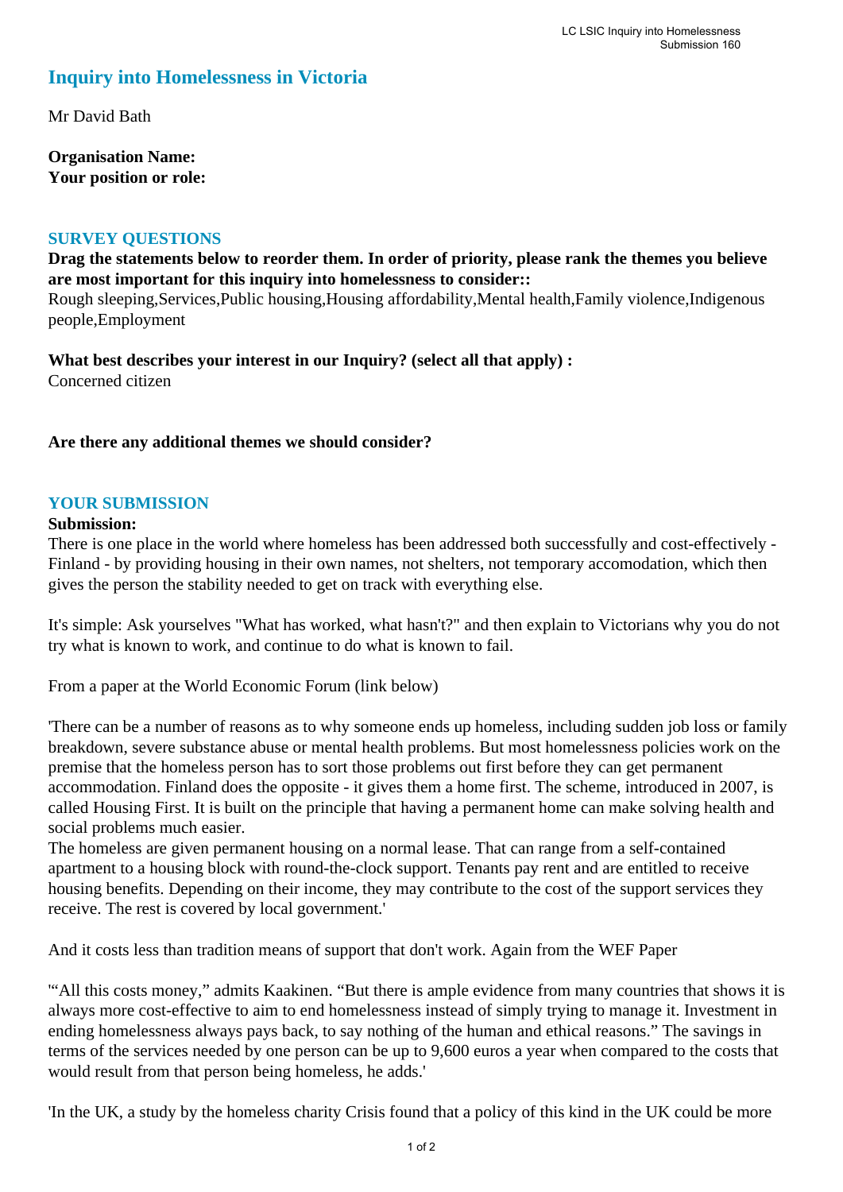# Inquiry into Homelessness in Victoria

Mr David Bath

**Organisation Name:**
**Your position or role:**

## SURVEY QUESTIONS

**Drag the statements below to reorder them. In order of priority, please rank the themes you believe are most important for this inquiry into homelessness to consider::**
Rough sleeping,Services,Public housing,Housing affordability,Mental health,Family violence,Indigenous people,Employment

**What best describes your interest in our Inquiry? (select all that apply) :**
Concerned citizen

**Are there any additional themes we should consider?**

## YOUR SUBMISSION

**Submission:**
There is one place in the world where homeless has been addressed both successfully and cost-effectively - Finland - by providing housing in their own names, not shelters, not temporary accomodation, which then gives the person the stability needed to get on track with everything else.

It's simple: Ask yourselves "What has worked, what hasn't?" and then explain to Victorians why you do not try what is known to work, and continue to do what is known to fail.

From a paper at the World Economic Forum (link below)

'There can be a number of reasons as to why someone ends up homeless, including sudden job loss or family breakdown, severe substance abuse or mental health problems. But most homelessness policies work on the premise that the homeless person has to sort those problems out first before they can get permanent accommodation. Finland does the opposite - it gives them a home first. The scheme, introduced in 2007, is called Housing First. It is built on the principle that having a permanent home can make solving health and social problems much easier.
The homeless are given permanent housing on a normal lease. That can range from a self-contained apartment to a housing block with round-the-clock support. Tenants pay rent and are entitled to receive housing benefits. Depending on their income, they may contribute to the cost of the support services they receive. The rest is covered by local government.'

And it costs less than tradition means of support that don't work. Again from the WEF Paper

'"All this costs money," admits Kaakinen. "But there is ample evidence from many countries that shows it is always more cost-effective to aim to end homelessness instead of simply trying to manage it. Investment in ending homelessness always pays back, to say nothing of the human and ethical reasons." The savings in terms of the services needed by one person can be up to 9,600 euros a year when compared to the costs that would result from that person being homeless, he adds.'

'In the UK, a study by the homeless charity Crisis found that a policy of this kind in the UK could be more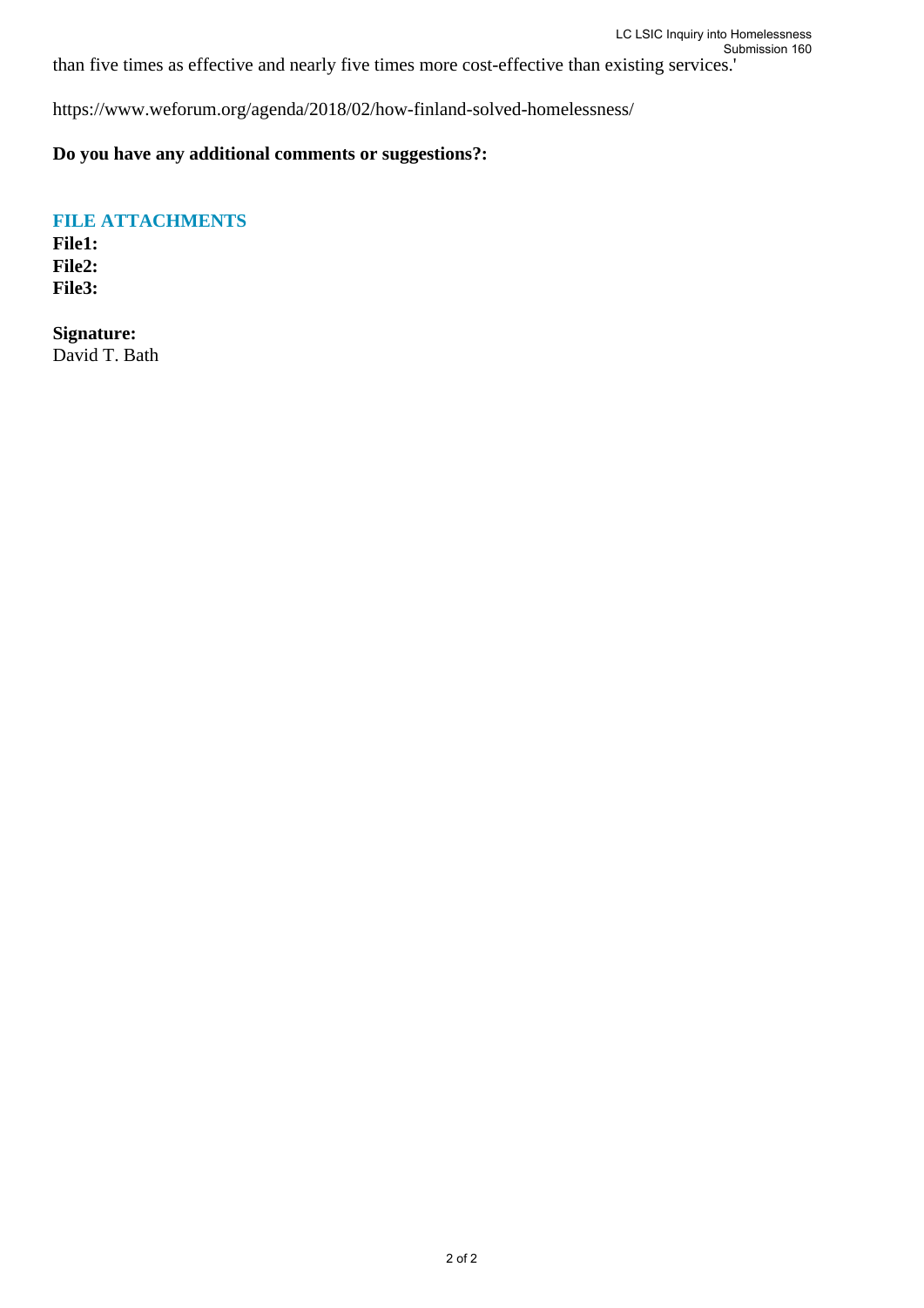than five times as effective and nearly five times more cost-effective than existing services.'

https://www.weforum.org/agenda/2018/02/how-finland-solved-homelessness/

**Do you have any additional comments or suggestions?:**

## FILE ATTACHMENTS

**File1:**
**File2:**
**File3:**

**Signature:**
David T. Bath